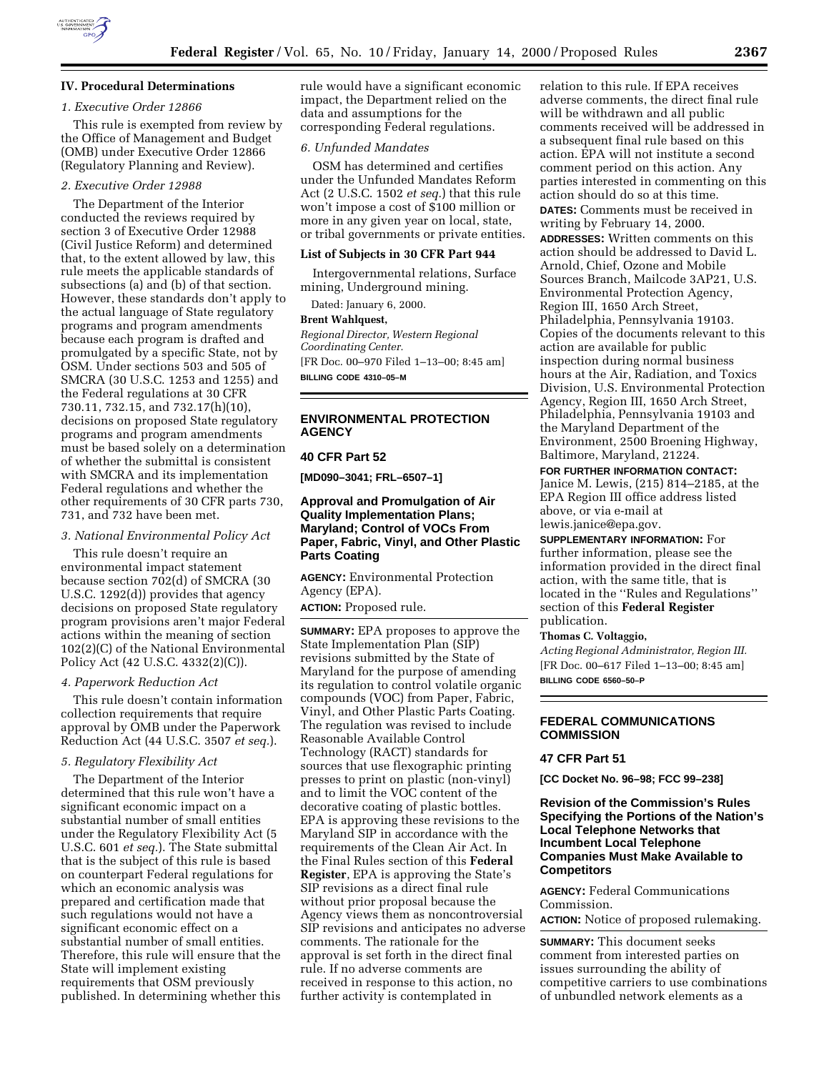### IV. Procedural Determinations

*1. Executive Order 12866*

This rule is exempted from review by the Office of Management and Budget (OMB) under Executive Order 12866 (Regulatory Planning and Review).

*2. Executive Order 12988*

The Department of the Interior conducted the reviews required by section 3 of Executive Order 12988 (Civil Justice Reform) and determined that, to the extent allowed by law, this rule meets the applicable standards of subsections (a) and (b) of that section. However, these standards don't apply to the actual language of State regulatory programs and program amendments because each program is drafted and promulgated by a specific State, not by OSM. Under sections 503 and 505 of SMCRA (30 U.S.C. 1253 and 1255) and the Federal regulations at 30 CFR 730.11, 732.15, and 732.17(h)(10), decisions on proposed State regulatory programs and program amendments must be based solely on a determination of whether the submittal is consistent with SMCRA and its implementation Federal regulations and whether the other requirements of 30 CFR parts 730, 731, and 732 have been met.

*3. National Environmental Policy Act*

This rule doesn't require an environmental impact statement because section 702(d) of SMCRA (30 U.S.C. 1292(d)) provides that agency decisions on proposed State regulatory program provisions aren't major Federal actions within the meaning of section 102(2)(C) of the National Environmental Policy Act (42 U.S.C. 4332(2)(C)).

*4. Paperwork Reduction Act*

This rule doesn't contain information collection requirements that require approval by OMB under the Paperwork Reduction Act (44 U.S.C. 3507 *et seq.*).

*5. Regulatory Flexibility Act*

The Department of the Interior determined that this rule won't have a significant economic impact on a substantial number of small entities under the Regulatory Flexibility Act (5 U.S.C. 601 *et seq.*). The State submittal that is the subject of this rule is based on counterpart Federal regulations for which an economic analysis was prepared and certification made that such regulations would not have a significant economic effect on a substantial number of small entities. Therefore, this rule will ensure that the State will implement existing requirements that OSM previously published. In determining whether this rule would have a significant economic impact, the Department relied on the data and assumptions for the corresponding Federal regulations.

*6. Unfunded Mandates*

OSM has determined and certifies under the Unfunded Mandates Reform Act (2 U.S.C. 1502 *et seq.*) that this rule won't impose a cost of $100 million or more in any given year on local, state, or tribal governments or private entities.

**List of Subjects in 30 CFR Part 944**

Intergovernmental relations, Surface mining, Underground mining.

Dated: January 6, 2000.

**Brent Wahlquest,**

*Regional Director, Western Regional Coordinating Center.*

[FR Doc. 00–970 Filed 1–13–00; 8:45 am]

**BILLING CODE 4310–05–M**

---

## ENVIRONMENTAL PROTECTION AGENCY

### 40 CFR Part 52

**[MD090–3041; FRL–6507–1]**

### Approval and Promulgation of Air Quality Implementation Plans; Maryland; Control of VOCs From Paper, Fabric, Vinyl, and Other Plastic Parts Coating

**AGENCY:** Environmental Protection Agency (EPA).

**ACTION:** Proposed rule.

**SUMMARY:** EPA proposes to approve the State Implementation Plan (SIP) revisions submitted by the State of Maryland for the purpose of amending its regulation to control volatile organic compounds (VOC) from Paper, Fabric, Vinyl, and Other Plastic Parts Coating. The regulation was revised to include Reasonable Available Control Technology (RACT) standards for sources that use flexographic printing presses to print on plastic (non-vinyl) and to limit the VOC content of the decorative coating of plastic bottles. EPA is approving these revisions to the Maryland SIP in accordance with the requirements of the Clean Air Act. In the Final Rules section of this **Federal Register**, EPA is approving the State's SIP revisions as a direct final rule without prior proposal because the Agency views them as noncontroversial SIP revisions and anticipates no adverse comments. The rationale for the approval is set forth in the direct final rule. If no adverse comments are received in response to this action, no further activity is contemplated in relation to this rule. If EPA receives adverse comments, the direct final rule will be withdrawn and all public comments received will be addressed in a subsequent final rule based on this action. EPA will not institute a second comment period on this action. Any parties interested in commenting on this action should do so at this time.

**DATES:** Comments must be received in writing by February 14, 2000.

**ADDRESSES:** Written comments on this action should be addressed to David L. Arnold, Chief, Ozone and Mobile Sources Branch, Mailcode 3AP21, U.S. Environmental Protection Agency, Region III, 1650 Arch Street, Philadelphia, Pennsylvania 19103. Copies of the documents relevant to this action are available for public inspection during normal business hours at the Air, Radiation, and Toxics Division, U.S. Environmental Protection Agency, Region III, 1650 Arch Street, Philadelphia, Pennsylvania 19103 and the Maryland Department of the Environment, 2500 Broening Highway, Baltimore, Maryland, 21224.

**FOR FURTHER INFORMATION CONTACT:** Janice M. Lewis, (215) 814–2185, at the EPA Region III office address listed above, or via e-mail at lewis.janice@epa.gov.

**SUPPLEMENTARY INFORMATION:** For further information, please see the information provided in the direct final action, with the same title, that is located in the ''Rules and Regulations'' section of this **Federal Register** publication.

**Thomas C. Voltaggio,**

*Acting Regional Administrator, Region III.*

[FR Doc. 00–617 Filed 1–13–00; 8:45 am]

**BILLING CODE 6560–50–P**

---

## FEDERAL COMMUNICATIONS COMMISSION

### 47 CFR Part 51

**[CC Docket No. 96–98; FCC 99–238]**

### Revision of the Commission's Rules Specifying the Portions of the Nation's Local Telephone Networks that Incumbent Local Telephone Companies Must Make Available to Competitors

**AGENCY:** Federal Communications Commission.

**ACTION:** Notice of proposed rulemaking.

**SUMMARY:** This document seeks comment from interested parties on issues surrounding the ability of competitive carriers to use combinations of unbundled network elements as a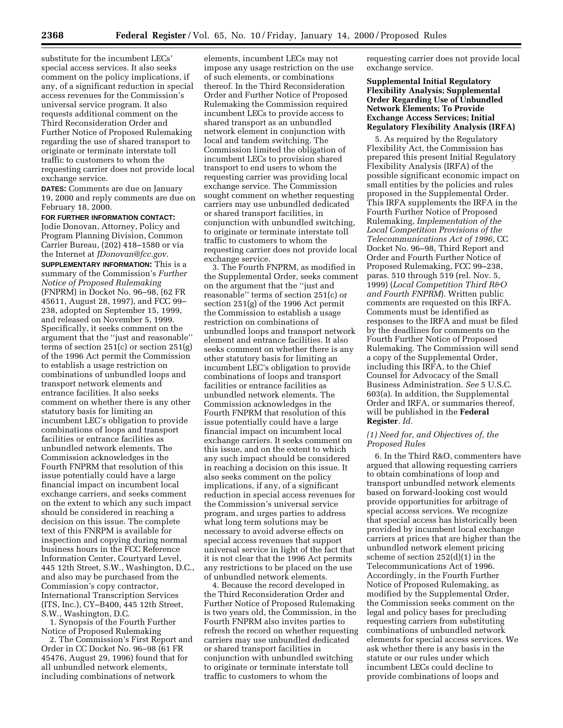substitute for the incumbent LECs' special access services. It also seeks comment on the policy implications, if any, of a significant reduction in special access revenues for the Commission's universal service program. It also requests additional comment on the Third Reconsideration Order and Further Notice of Proposed Rulemaking regarding the use of shared transport to originate or terminate interstate toll traffic to customers to whom the requesting carrier does not provide local exchange service.

**DATES:** Comments are due on January 19, 2000 and reply comments are due on February 18, 2000.

**FOR FURTHER INFORMATION CONTACT:** Jodie Donovan, Attorney, Policy and Program Planning Division, Common Carrier Bureau, (202) 418–1580 or via the Internet at *JDonovan@fcc.gov.*

**SUPPLEMENTARY INFORMATION:** This is a summary of the Commission's *Further Notice of Proposed Rulemaking* (FNPRM) in Docket No. 96–98, (62 FR 45611, August 28, 1997), and FCC 99–238, adopted on September 15, 1999, and released on November 5, 1999. Specifically, it seeks comment on the argument that the ''just and reasonable'' terms of section 251(c) or section 251(g) of the 1996 Act permit the Commission to establish a usage restriction on combinations of unbundled loops and transport network elements and entrance facilities. It also seeks comment on whether there is any other statutory basis for limiting an incumbent LEC's obligation to provide combinations of loops and transport facilities or entrance facilities as unbundled network elements. The Commission acknowledges in the Fourth FNPRM that resolution of this issue potentially could have a large financial impact on incumbent local exchange carriers, and seeks comment on the extent to which any such impact should be considered in reaching a decision on this issue. The complete text of this FNRPM is available for inspection and copying during normal business hours in the FCC Reference Information Center, Courtyard Level, 445 12th Street, S.W., Washington, D.C., and also may be purchased from the Commission's copy contractor, International Transcription Services (ITS, Inc.), CY–B400, 445 12th Street, S.W., Washington, D.C.

1. Synopsis of the Fourth Further Notice of Proposed Rulemaking

2. The Commission's First Report and Order in CC Docket No. 96–98 (61 FR 45476, August 29, 1996) found that for all unbundled network elements, including combinations of network elements, incumbent LECs may not impose any usage restriction on the use of such elements, or combinations thereof. In the Third Reconsideration Order and Further Notice of Proposed Rulemaking the Commission required incumbent LECs to provide access to shared transport as an unbundled network element in conjunction with local and tandem switching. The Commission limited the obligation of incumbent LECs to provision shared transport to end users to whom the requesting carrier was providing local exchange service. The Commission sought comment on whether requesting carriers may use unbundled dedicated or shared transport facilities, in conjunction with unbundled switching, to originate or terminate interstate toll traffic to customers to whom the requesting carrier does not provide local exchange service.

3. The Fourth FNPRM, as modified in the Supplemental Order, seeks comment on the argument that the ''just and reasonable'' terms of section 251(c) or section 251(g) of the 1996 Act permit the Commission to establish a usage restriction on combinations of unbundled loops and transport network element and entrance facilities. It also seeks comment on whether there is any other statutory basis for limiting an incumbent LEC's obligation to provide combinations of loops and transport facilities or entrance facilities as unbundled network elements. The Commission acknowledges in the Fourth FNPRM that resolution of this issue potentially could have a large financial impact on incumbent local exchange carriers. It seeks comment on this issue, and on the extent to which any such impact should be considered in reaching a decision on this issue. It also seeks comment on the policy implications, if any, of a significant reduction in special access revenues for the Commission's universal service program, and urges parties to address what long term solutions may be necessary to avoid adverse effects on special access revenues that support universal service in light of the fact that it is not clear that the 1996 Act permits any restrictions to be placed on the use of unbundled network elements.

4. Because the record developed in the Third Reconsideration Order and Further Notice of Proposed Rulemaking is two years old, the Commission, in the Fourth FNPRM also invites parties to refresh the record on whether requesting carriers may use unbundled dedicated or shared transport facilities in conjunction with unbundled switching to originate or terminate interstate toll traffic to customers to whom the requesting carrier does not provide local exchange service.

**Supplemental Initial Regulatory Flexibility Analysis; Supplemental Order Regarding Use of Unbundled Network Elements; To Provide Exchange Access Services; Initial Regulatory Flexibility Analysis (IRFA)**

5. As required by the Regulatory Flexibility Act, the Commission has prepared this present Initial Regulatory Flexibility Analysis (IRFA) of the possible significant economic impact on small entities by the policies and rules proposed in the Supplemental Order. This IRFA supplements the IRFA in the Fourth Further Notice of Proposed Rulemaking, *Implementation of the Local Competition Provisions of the Telecommunications Act of 1996,* CC Docket No. 96–98, Third Report and Order and Fourth Further Notice of Proposed Rulemaking, FCC 99–238, paras. 510 through 519 (rel. Nov. 5, 1999) (*Local Competition Third R&O and Fourth FNPRM*). Written public comments are requested on this IRFA. Comments must be identified as responses to the IRFA and must be filed by the deadlines for comments on the Fourth Further Notice of Proposed Rulemaking. The Commission will send a copy of the Supplemental Order, including this IRFA, to the Chief Counsel for Advocacy of the Small Business Administration. *See* 5 U.S.C. 603(a). In addition, the Supplemental Order and IRFA, or summaries thereof, will be published in the **Federal Register**. *Id.*

*(1) Need for, and Objectives of, the Proposed Rules*

6. In the Third R&O, commenters have argued that allowing requesting carriers to obtain combinations of loop and transport unbundled network elements based on forward-looking cost would provide opportunities for arbitrage of special access services. We recognize that special access has historically been provided by incumbent local exchange carriers at prices that are higher than the unbundled network element pricing scheme of section 252(d)(1) in the Telecommunications Act of 1996. Accordingly, in the Fourth Further Notice of Proposed Rulemaking, as modified by the Supplemental Order, the Commission seeks comment on the legal and policy bases for precluding requesting carriers from substituting combinations of unbundled network elements for special access services. We ask whether there is any basis in the statute or our rules under which incumbent LECs could decline to provide combinations of loops and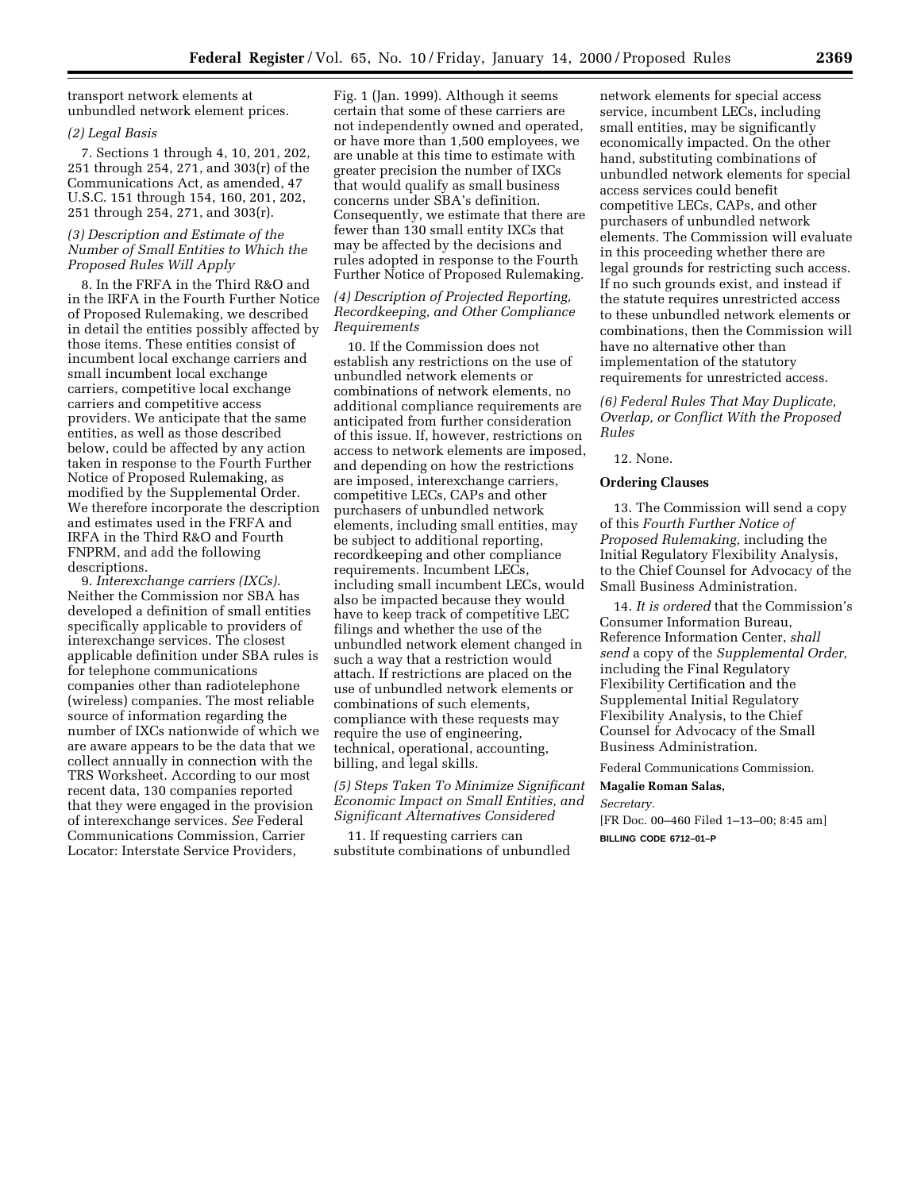transport network elements at unbundled network element prices.

*(2) Legal Basis*

7. Sections 1 through 4, 10, 201, 202, 251 through 254, 271, and 303(r) of the Communications Act, as amended, 47 U.S.C. 151 through 154, 160, 201, 202, 251 through 254, 271, and 303(r).

*(3) Description and Estimate of the Number of Small Entities to Which the Proposed Rules Will Apply*

8. In the FRFA in the Third R&O and in the IRFA in the Fourth Further Notice of Proposed Rulemaking, we described in detail the entities possibly affected by those items. These entities consist of incumbent local exchange carriers and small incumbent local exchange carriers, competitive local exchange carriers and competitive access providers. We anticipate that the same entities, as well as those described below, could be affected by any action taken in response to the Fourth Further Notice of Proposed Rulemaking, as modified by the Supplemental Order. We therefore incorporate the description and estimates used in the FRFA and IRFA in the Third R&O and Fourth FNPRM, and add the following descriptions.

9. *Interexchange carriers (IXCs).* Neither the Commission nor SBA has developed a definition of small entities specifically applicable to providers of interexchange services. The closest applicable definition under SBA rules is for telephone communications companies other than radiotelephone (wireless) companies. The most reliable source of information regarding the number of IXCs nationwide of which we are aware appears to be the data that we collect annually in connection with the TRS Worksheet. According to our most recent data, 130 companies reported that they were engaged in the provision of interexchange services. *See* Federal Communications Commission, Carrier Locator: Interstate Service Providers, Fig. 1 (Jan. 1999). Although it seems certain that some of these carriers are not independently owned and operated, or have more than 1,500 employees, we are unable at this time to estimate with greater precision the number of IXCs that would qualify as small business concerns under SBA's definition. Consequently, we estimate that there are fewer than 130 small entity IXCs that may be affected by the decisions and rules adopted in response to the Fourth Further Notice of Proposed Rulemaking.

*(4) Description of Projected Reporting, Recordkeeping, and Other Compliance Requirements*

10. If the Commission does not establish any restrictions on the use of unbundled network elements or combinations of network elements, no additional compliance requirements are anticipated from further consideration of this issue. If, however, restrictions on access to network elements are imposed, and depending on how the restrictions are imposed, interexchange carriers, competitive LECs, CAPs and other purchasers of unbundled network elements, including small entities, may be subject to additional reporting, recordkeeping and other compliance requirements. Incumbent LECs, including small incumbent LECs, would also be impacted because they would have to keep track of competitive LEC filings and whether the use of the unbundled network element changed in such a way that a restriction would attach. If restrictions are placed on the use of unbundled network elements or combinations of such elements, compliance with these requests may require the use of engineering, technical, operational, accounting, billing, and legal skills.

*(5) Steps Taken To Minimize Significant Economic Impact on Small Entities, and Significant Alternatives Considered*

11. If requesting carriers can substitute combinations of unbundled network elements for special access service, incumbent LECs, including small entities, may be significantly economically impacted. On the other hand, substituting combinations of unbundled network elements for special access services could benefit competitive LECs, CAPs, and other purchasers of unbundled network elements. The Commission will evaluate in this proceeding whether there are legal grounds for restricting such access. If no such grounds exist, and instead if the statute requires unrestricted access to these unbundled network elements or combinations, then the Commission will have no alternative other than implementation of the statutory requirements for unrestricted access.

*(6) Federal Rules That May Duplicate, Overlap, or Conflict With the Proposed Rules*

12. None.

**Ordering Clauses**

13. The Commission will send a copy of this *Fourth Further Notice of Proposed Rulemaking,* including the Initial Regulatory Flexibility Analysis, to the Chief Counsel for Advocacy of the Small Business Administration.

14. *It is ordered* that the Commission's Consumer Information Bureau, Reference Information Center, *shall send* a copy of the *Supplemental Order,* including the Final Regulatory Flexibility Certification and the Supplemental Initial Regulatory Flexibility Analysis, to the Chief Counsel for Advocacy of the Small Business Administration.

Federal Communications Commission.

**Magalie Roman Salas,**

*Secretary.*

[FR Doc. 00–460 Filed 1–13–00; 8:45 am]

**BILLING CODE 6712–01–P**